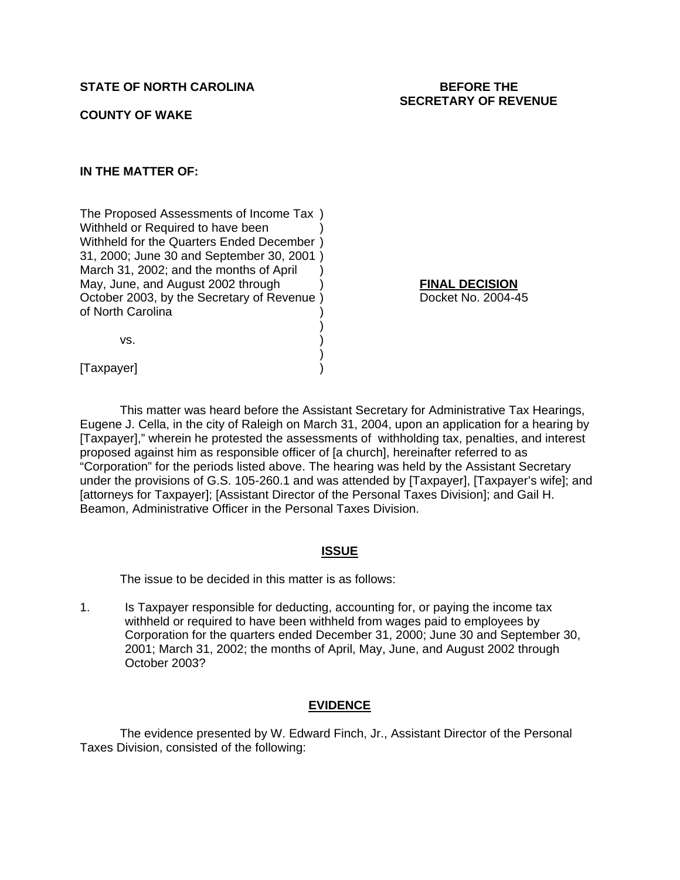**STATE OF NORTH CAROLINA**

**BEFORE THE SECRETARY OF REVENUE**

**COUNTY OF WAKE**

**IN THE MATTER OF:**

The Proposed Assessments of Income Tax Withheld or Required to have been Withheld for the Quarters Ended December 31, 2000; June 30 and September 30, 2001 March 31, 2002; and the months of April May, June, and August 2002 through October 2003, by the Secretary of Revenue of North Carolina

vs.

[Taxpayer]

**FINAL DECISION**
Docket No. 2004-45

This matter was heard before the Assistant Secretary for Administrative Tax Hearings, Eugene J. Cella, in the city of Raleigh on March 31, 2004, upon an application for a hearing by [Taxpayer]," wherein he protested the assessments of withholding tax, penalties, and interest proposed against him as responsible officer of [a church], hereinafter referred to as "Corporation" for the periods listed above. The hearing was held by the Assistant Secretary under the provisions of G.S. 105-260.1 and was attended by [Taxpayer], [Taxpayer's wife]; and [attorneys for Taxpayer]; [Assistant Director of the Personal Taxes Division]; and Gail H. Beamon, Administrative Officer in the Personal Taxes Division.

## ISSUE

The issue to be decided in this matter is as follows:

1. Is Taxpayer responsible for deducting, accounting for, or paying the income tax withheld or required to have been withheld from wages paid to employees by Corporation for the quarters ended December 31, 2000; June 30 and September 30, 2001; March 31, 2002; the months of April, May, June, and August 2002 through October 2003?

## EVIDENCE

The evidence presented by W. Edward Finch, Jr., Assistant Director of the Personal Taxes Division, consisted of the following: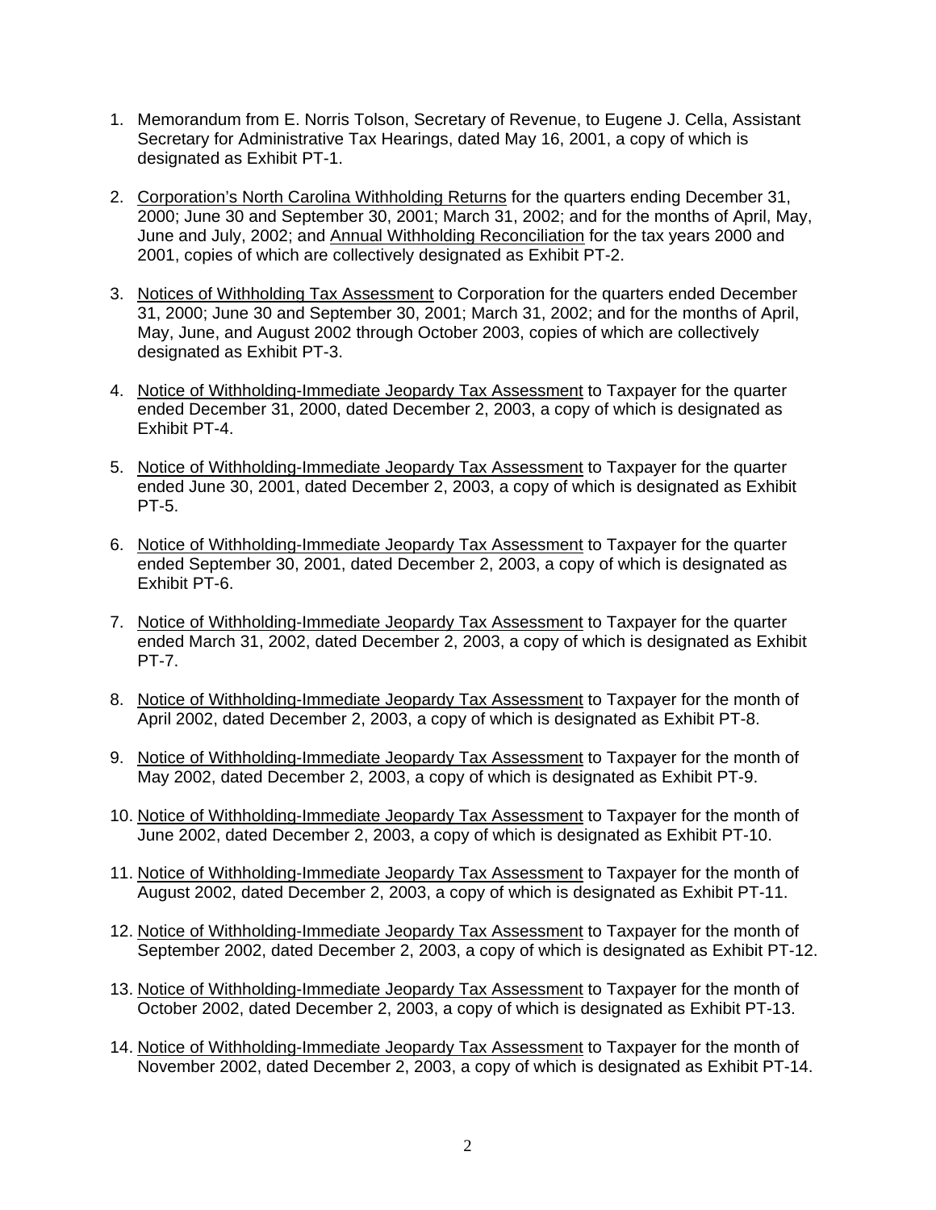1. Memorandum from E. Norris Tolson, Secretary of Revenue, to Eugene J. Cella, Assistant Secretary for Administrative Tax Hearings, dated May 16, 2001, a copy of which is designated as Exhibit PT-1.

2. Corporation's North Carolina Withholding Returns for the quarters ending December 31, 2000; June 30 and September 30, 2001; March 31, 2002; and for the months of April, May, June and July, 2002; and Annual Withholding Reconciliation for the tax years 2000 and 2001, copies of which are collectively designated as Exhibit PT-2.

3. Notices of Withholding Tax Assessment to Corporation for the quarters ended December 31, 2000; June 30 and September 30, 2001; March 31, 2002; and for the months of April, May, June, and August 2002 through October 2003, copies of which are collectively designated as Exhibit PT-3.

4. Notice of Withholding-Immediate Jeopardy Tax Assessment to Taxpayer for the quarter ended December 31, 2000, dated December 2, 2003, a copy of which is designated as Exhibit PT-4.

5. Notice of Withholding-Immediate Jeopardy Tax Assessment to Taxpayer for the quarter ended June 30, 2001, dated December 2, 2003, a copy of which is designated as Exhibit PT-5.

6. Notice of Withholding-Immediate Jeopardy Tax Assessment to Taxpayer for the quarter ended September 30, 2001, dated December 2, 2003, a copy of which is designated as Exhibit PT-6.

7. Notice of Withholding-Immediate Jeopardy Tax Assessment to Taxpayer for the quarter ended March 31, 2002, dated December 2, 2003, a copy of which is designated as Exhibit PT-7.

8. Notice of Withholding-Immediate Jeopardy Tax Assessment to Taxpayer for the month of April 2002, dated December 2, 2003, a copy of which is designated as Exhibit PT-8.

9. Notice of Withholding-Immediate Jeopardy Tax Assessment to Taxpayer for the month of May 2002, dated December 2, 2003, a copy of which is designated as Exhibit PT-9.

10. Notice of Withholding-Immediate Jeopardy Tax Assessment to Taxpayer for the month of June 2002, dated December 2, 2003, a copy of which is designated as Exhibit PT-10.

11. Notice of Withholding-Immediate Jeopardy Tax Assessment to Taxpayer for the month of August 2002, dated December 2, 2003, a copy of which is designated as Exhibit PT-11.

12. Notice of Withholding-Immediate Jeopardy Tax Assessment to Taxpayer for the month of September 2002, dated December 2, 2003, a copy of which is designated as Exhibit PT-12.

13. Notice of Withholding-Immediate Jeopardy Tax Assessment to Taxpayer for the month of October 2002, dated December 2, 2003, a copy of which is designated as Exhibit PT-13.

14. Notice of Withholding-Immediate Jeopardy Tax Assessment to Taxpayer for the month of November 2002, dated December 2, 2003, a copy of which is designated as Exhibit PT-14.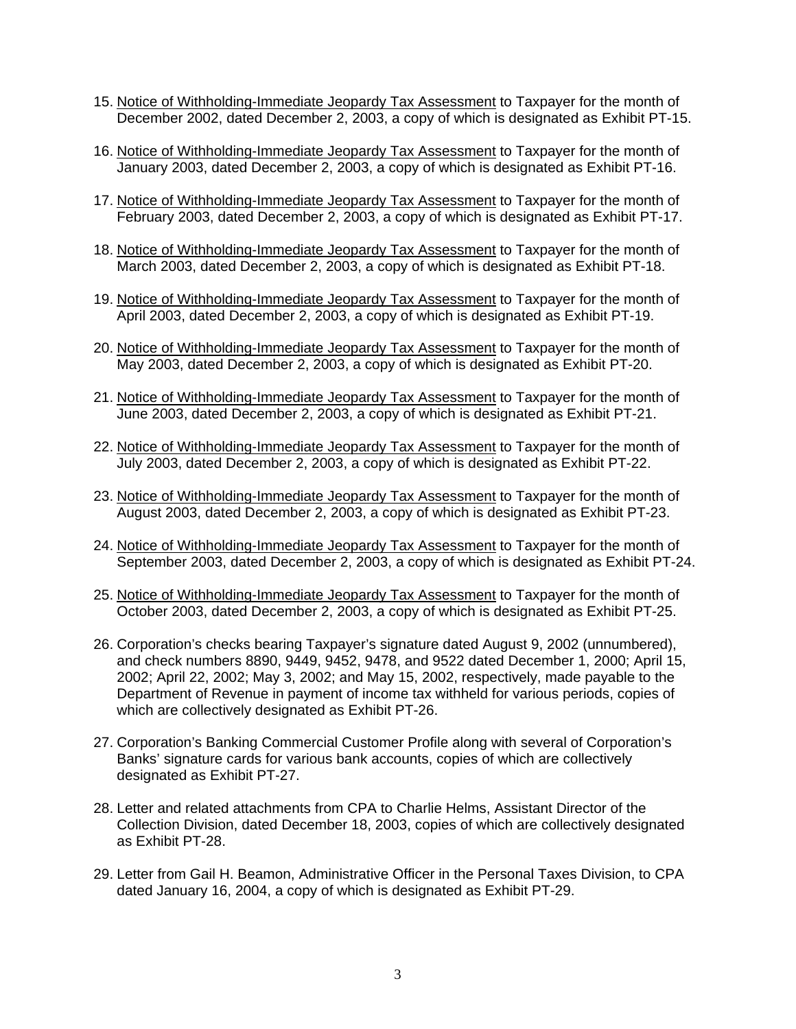15. Notice of Withholding-Immediate Jeopardy Tax Assessment to Taxpayer for the month of December 2002, dated December 2, 2003, a copy of which is designated as Exhibit PT-15.

16. Notice of Withholding-Immediate Jeopardy Tax Assessment to Taxpayer for the month of January 2003, dated December 2, 2003, a copy of which is designated as Exhibit PT-16.

17. Notice of Withholding-Immediate Jeopardy Tax Assessment to Taxpayer for the month of February 2003, dated December 2, 2003, a copy of which is designated as Exhibit PT-17.

18. Notice of Withholding-Immediate Jeopardy Tax Assessment to Taxpayer for the month of March 2003, dated December 2, 2003, a copy of which is designated as Exhibit PT-18.

19. Notice of Withholding-Immediate Jeopardy Tax Assessment to Taxpayer for the month of April 2003, dated December 2, 2003, a copy of which is designated as Exhibit PT-19.

20. Notice of Withholding-Immediate Jeopardy Tax Assessment to Taxpayer for the month of May 2003, dated December 2, 2003, a copy of which is designated as Exhibit PT-20.

21. Notice of Withholding-Immediate Jeopardy Tax Assessment to Taxpayer for the month of June 2003, dated December 2, 2003, a copy of which is designated as Exhibit PT-21.

22. Notice of Withholding-Immediate Jeopardy Tax Assessment to Taxpayer for the month of July 2003, dated December 2, 2003, a copy of which is designated as Exhibit PT-22.

23. Notice of Withholding-Immediate Jeopardy Tax Assessment to Taxpayer for the month of August 2003, dated December 2, 2003, a copy of which is designated as Exhibit PT-23.

24. Notice of Withholding-Immediate Jeopardy Tax Assessment to Taxpayer for the month of September 2003, dated December 2, 2003, a copy of which is designated as Exhibit PT-24.

25. Notice of Withholding-Immediate Jeopardy Tax Assessment to Taxpayer for the month of October 2003, dated December 2, 2003, a copy of which is designated as Exhibit PT-25.

26. Corporation's checks bearing Taxpayer's signature dated August 9, 2002 (unnumbered), and check numbers 8890, 9449, 9452, 9478, and 9522 dated December 1, 2000; April 15, 2002; April 22, 2002; May 3, 2002; and May 15, 2002, respectively, made payable to the Department of Revenue in payment of income tax withheld for various periods, copies of which are collectively designated as Exhibit PT-26.

27. Corporation's Banking Commercial Customer Profile along with several of Corporation's Banks' signature cards for various bank accounts, copies of which are collectively designated as Exhibit PT-27.

28. Letter and related attachments from CPA to Charlie Helms, Assistant Director of the Collection Division, dated December 18, 2003, copies of which are collectively designated as Exhibit PT-28.

29. Letter from Gail H. Beamon, Administrative Officer in the Personal Taxes Division, to CPA dated January 16, 2004, a copy of which is designated as Exhibit PT-29.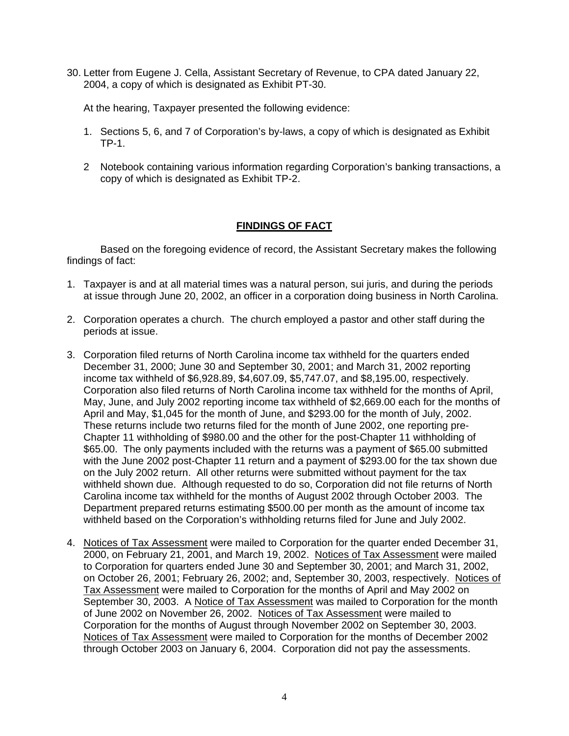30. Letter from Eugene J. Cella, Assistant Secretary of Revenue, to CPA dated January 22, 2004, a copy of which is designated as Exhibit PT-30.

At the hearing, Taxpayer presented the following evidence:

1. Sections 5, 6, and 7 of Corporation's by-laws, a copy of which is designated as Exhibit TP-1.

2 Notebook containing various information regarding Corporation's banking transactions, a copy of which is designated as Exhibit TP-2.

## FINDINGS OF FACT

Based on the foregoing evidence of record, the Assistant Secretary makes the following findings of fact:

1. Taxpayer is and at all material times was a natural person, sui juris, and during the periods at issue through June 20, 2002, an officer in a corporation doing business in North Carolina.

2. Corporation operates a church. The church employed a pastor and other staff during the periods at issue.

3. Corporation filed returns of North Carolina income tax withheld for the quarters ended December 31, 2000; June 30 and September 30, 2001; and March 31, 2002 reporting income tax withheld of $6,928.89, $4,607.09, $5,747.07, and $8,195.00, respectively. Corporation also filed returns of North Carolina income tax withheld for the months of April, May, June, and July 2002 reporting income tax withheld of $2,669.00 each for the months of April and May, $1,045 for the month of June, and $293.00 for the month of July, 2002. These returns include two returns filed for the month of June 2002, one reporting pre-Chapter 11 withholding of $980.00 and the other for the post-Chapter 11 withholding of $65.00. The only payments included with the returns was a payment of $65.00 submitted with the June 2002 post-Chapter 11 return and a payment of $293.00 for the tax shown due on the July 2002 return. All other returns were submitted without payment for the tax withheld shown due. Although requested to do so, Corporation did not file returns of North Carolina income tax withheld for the months of August 2002 through October 2003. The Department prepared returns estimating $500.00 per month as the amount of income tax withheld based on the Corporation's withholding returns filed for June and July 2002.

4. Notices of Tax Assessment were mailed to Corporation for the quarter ended December 31, 2000, on February 21, 2001, and March 19, 2002. Notices of Tax Assessment were mailed to Corporation for quarters ended June 30 and September 30, 2001; and March 31, 2002, on October 26, 2001; February 26, 2002; and, September 30, 2003, respectively. Notices of Tax Assessment were mailed to Corporation for the months of April and May 2002 on September 30, 2003. A Notice of Tax Assessment was mailed to Corporation for the month of June 2002 on November 26, 2002. Notices of Tax Assessment were mailed to Corporation for the months of August through November 2002 on September 30, 2003. Notices of Tax Assessment were mailed to Corporation for the months of December 2002 through October 2003 on January 6, 2004. Corporation did not pay the assessments.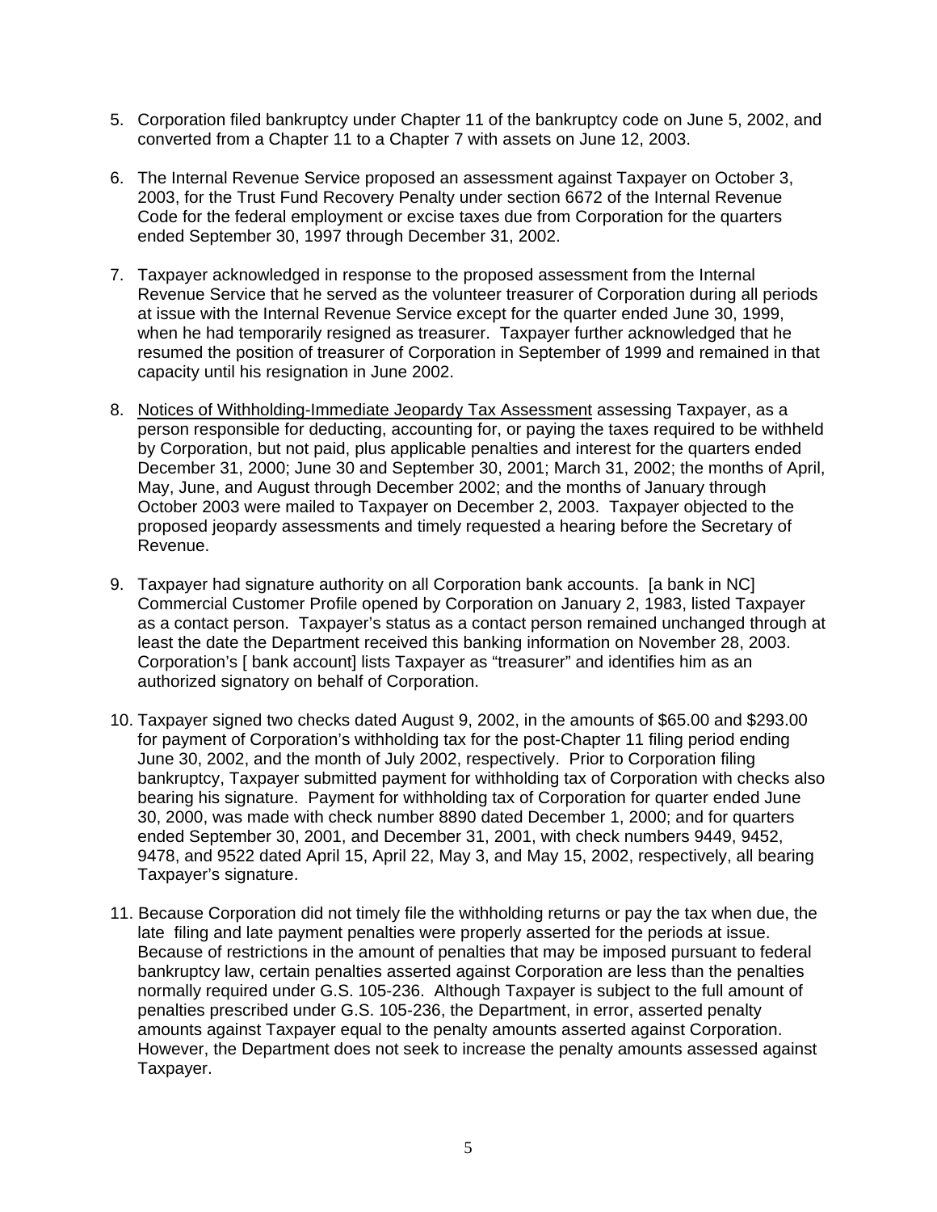5. Corporation filed bankruptcy under Chapter 11 of the bankruptcy code on June 5, 2002, and converted from a Chapter 11 to a Chapter 7 with assets on June 12, 2003.

6. The Internal Revenue Service proposed an assessment against Taxpayer on October 3, 2003, for the Trust Fund Recovery Penalty under section 6672 of the Internal Revenue Code for the federal employment or excise taxes due from Corporation for the quarters ended September 30, 1997 through December 31, 2002.

7. Taxpayer acknowledged in response to the proposed assessment from the Internal Revenue Service that he served as the volunteer treasurer of Corporation during all periods at issue with the Internal Revenue Service except for the quarter ended June 30, 1999, when he had temporarily resigned as treasurer. Taxpayer further acknowledged that he resumed the position of treasurer of Corporation in September of 1999 and remained in that capacity until his resignation in June 2002.

8. Notices of Withholding-Immediate Jeopardy Tax Assessment assessing Taxpayer, as a person responsible for deducting, accounting for, or paying the taxes required to be withheld by Corporation, but not paid, plus applicable penalties and interest for the quarters ended December 31, 2000; June 30 and September 30, 2001; March 31, 2002; the months of April, May, June, and August through December 2002; and the months of January through October 2003 were mailed to Taxpayer on December 2, 2003. Taxpayer objected to the proposed jeopardy assessments and timely requested a hearing before the Secretary of Revenue.

9. Taxpayer had signature authority on all Corporation bank accounts. [a bank in NC] Commercial Customer Profile opened by Corporation on January 2, 1983, listed Taxpayer as a contact person. Taxpayer's status as a contact person remained unchanged through at least the date the Department received this banking information on November 28, 2003. Corporation's [ bank account] lists Taxpayer as "treasurer" and identifies him as an authorized signatory on behalf of Corporation.

10. Taxpayer signed two checks dated August 9, 2002, in the amounts of $65.00 and $293.00 for payment of Corporation's withholding tax for the post-Chapter 11 filing period ending June 30, 2002, and the month of July 2002, respectively. Prior to Corporation filing bankruptcy, Taxpayer submitted payment for withholding tax of Corporation with checks also bearing his signature. Payment for withholding tax of Corporation for quarter ended June 30, 2000, was made with check number 8890 dated December 1, 2000; and for quarters ended September 30, 2001, and December 31, 2001, with check numbers 9449, 9452, 9478, and 9522 dated April 15, April 22, May 3, and May 15, 2002, respectively, all bearing Taxpayer's signature.

11. Because Corporation did not timely file the withholding returns or pay the tax when due, the late filing and late payment penalties were properly asserted for the periods at issue. Because of restrictions in the amount of penalties that may be imposed pursuant to federal bankruptcy law, certain penalties asserted against Corporation are less than the penalties normally required under G.S. 105-236. Although Taxpayer is subject to the full amount of penalties prescribed under G.S. 105-236, the Department, in error, asserted penalty amounts against Taxpayer equal to the penalty amounts asserted against Corporation. However, the Department does not seek to increase the penalty amounts assessed against Taxpayer.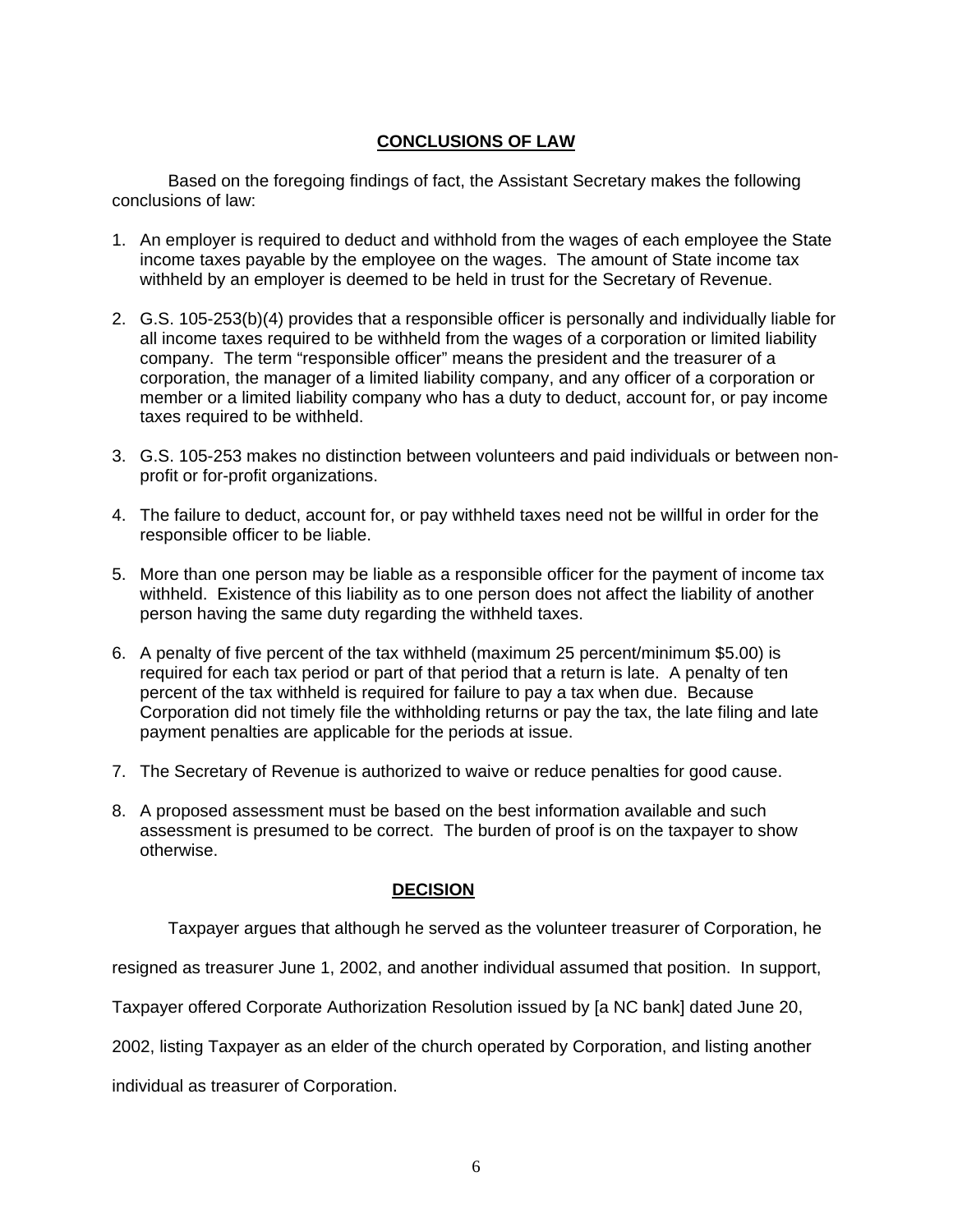## CONCLUSIONS OF LAW

Based on the foregoing findings of fact, the Assistant Secretary makes the following conclusions of law:

1. An employer is required to deduct and withhold from the wages of each employee the State income taxes payable by the employee on the wages. The amount of State income tax withheld by an employer is deemed to be held in trust for the Secretary of Revenue.

2. G.S. 105-253(b)(4) provides that a responsible officer is personally and individually liable for all income taxes required to be withheld from the wages of a corporation or limited liability company. The term "responsible officer" means the president and the treasurer of a corporation, the manager of a limited liability company, and any officer of a corporation or member or a limited liability company who has a duty to deduct, account for, or pay income taxes required to be withheld.

3. G.S. 105-253 makes no distinction between volunteers and paid individuals or between non-profit or for-profit organizations.

4. The failure to deduct, account for, or pay withheld taxes need not be willful in order for the responsible officer to be liable.

5. More than one person may be liable as a responsible officer for the payment of income tax withheld. Existence of this liability as to one person does not affect the liability of another person having the same duty regarding the withheld taxes.

6. A penalty of five percent of the tax withheld (maximum 25 percent/minimum $5.00) is required for each tax period or part of that period that a return is late. A penalty of ten percent of the tax withheld is required for failure to pay a tax when due. Because Corporation did not timely file the withholding returns or pay the tax, the late filing and late payment penalties are applicable for the periods at issue.

7. The Secretary of Revenue is authorized to waive or reduce penalties for good cause.

8. A proposed assessment must be based on the best information available and such assessment is presumed to be correct. The burden of proof is on the taxpayer to show otherwise.

## DECISION

Taxpayer argues that although he served as the volunteer treasurer of Corporation, he resigned as treasurer June 1, 2002, and another individual assumed that position. In support, Taxpayer offered Corporate Authorization Resolution issued by [a NC bank] dated June 20, 2002, listing Taxpayer as an elder of the church operated by Corporation, and listing another individual as treasurer of Corporation.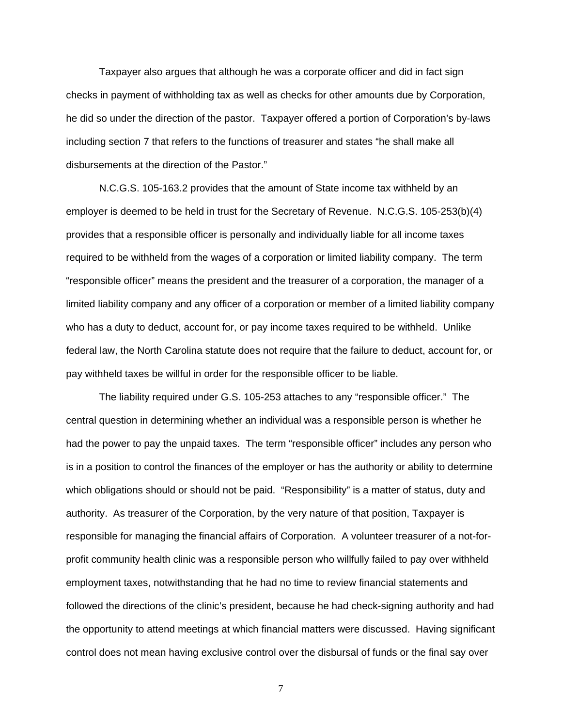Taxpayer also argues that although he was a corporate officer and did in fact sign checks in payment of withholding tax as well as checks for other amounts due by Corporation, he did so under the direction of the pastor. Taxpayer offered a portion of Corporation's by-laws including section 7 that refers to the functions of treasurer and states "he shall make all disbursements at the direction of the Pastor."

N.C.G.S. 105-163.2 provides that the amount of State income tax withheld by an employer is deemed to be held in trust for the Secretary of Revenue. N.C.G.S. 105-253(b)(4) provides that a responsible officer is personally and individually liable for all income taxes required to be withheld from the wages of a corporation or limited liability company. The term "responsible officer" means the president and the treasurer of a corporation, the manager of a limited liability company and any officer of a corporation or member of a limited liability company who has a duty to deduct, account for, or pay income taxes required to be withheld. Unlike federal law, the North Carolina statute does not require that the failure to deduct, account for, or pay withheld taxes be willful in order for the responsible officer to be liable.

The liability required under G.S. 105-253 attaches to any "responsible officer." The central question in determining whether an individual was a responsible person is whether he had the power to pay the unpaid taxes. The term "responsible officer" includes any person who is in a position to control the finances of the employer or has the authority or ability to determine which obligations should or should not be paid. "Responsibility" is a matter of status, duty and authority. As treasurer of the Corporation, by the very nature of that position, Taxpayer is responsible for managing the financial affairs of Corporation. A volunteer treasurer of a not-for-profit community health clinic was a responsible person who willfully failed to pay over withheld employment taxes, notwithstanding that he had no time to review financial statements and followed the directions of the clinic's president, because he had check-signing authority and had the opportunity to attend meetings at which financial matters were discussed. Having significant control does not mean having exclusive control over the disbursal of funds or the final say over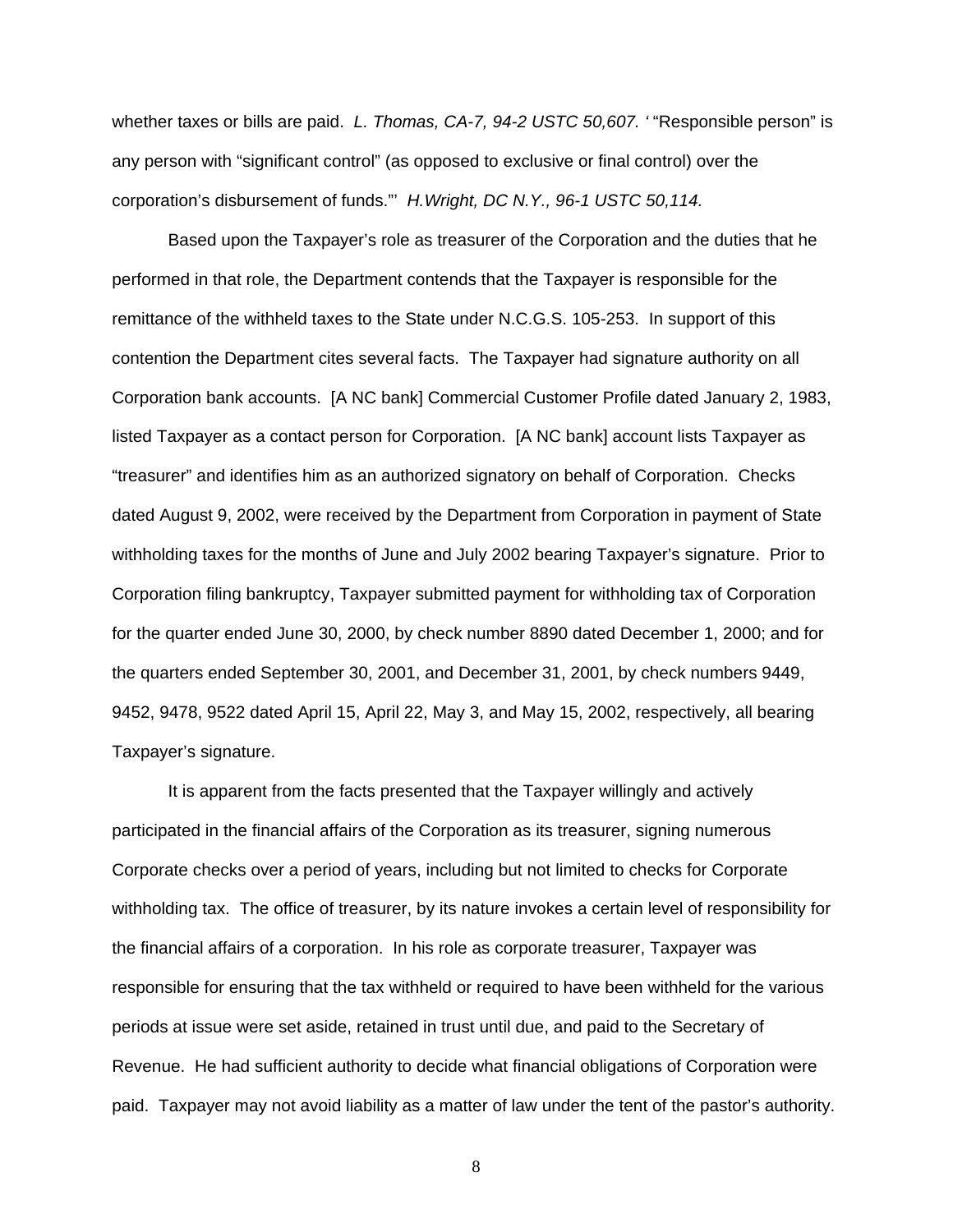whether taxes or bills are paid. *L. Thomas, CA-7, 94-2 USTC 50,607. '* "Responsible person" is any person with "significant control" (as opposed to exclusive or final control) over the corporation's disbursement of funds."' *H.Wright, DC N.Y., 96-1 USTC 50,114.*

Based upon the Taxpayer's role as treasurer of the Corporation and the duties that he performed in that role, the Department contends that the Taxpayer is responsible for the remittance of the withheld taxes to the State under N.C.G.S. 105-253. In support of this contention the Department cites several facts. The Taxpayer had signature authority on all Corporation bank accounts. [A NC bank] Commercial Customer Profile dated January 2, 1983, listed Taxpayer as a contact person for Corporation. [A NC bank] account lists Taxpayer as "treasurer" and identifies him as an authorized signatory on behalf of Corporation. Checks dated August 9, 2002, were received by the Department from Corporation in payment of State withholding taxes for the months of June and July 2002 bearing Taxpayer's signature. Prior to Corporation filing bankruptcy, Taxpayer submitted payment for withholding tax of Corporation for the quarter ended June 30, 2000, by check number 8890 dated December 1, 2000; and for the quarters ended September 30, 2001, and December 31, 2001, by check numbers 9449, 9452, 9478, 9522 dated April 15, April 22, May 3, and May 15, 2002, respectively, all bearing Taxpayer's signature.

It is apparent from the facts presented that the Taxpayer willingly and actively participated in the financial affairs of the Corporation as its treasurer, signing numerous Corporate checks over a period of years, including but not limited to checks for Corporate withholding tax. The office of treasurer, by its nature invokes a certain level of responsibility for the financial affairs of a corporation. In his role as corporate treasurer, Taxpayer was responsible for ensuring that the tax withheld or required to have been withheld for the various periods at issue were set aside, retained in trust until due, and paid to the Secretary of Revenue. He had sufficient authority to decide what financial obligations of Corporation were paid. Taxpayer may not avoid liability as a matter of law under the tent of the pastor's authority.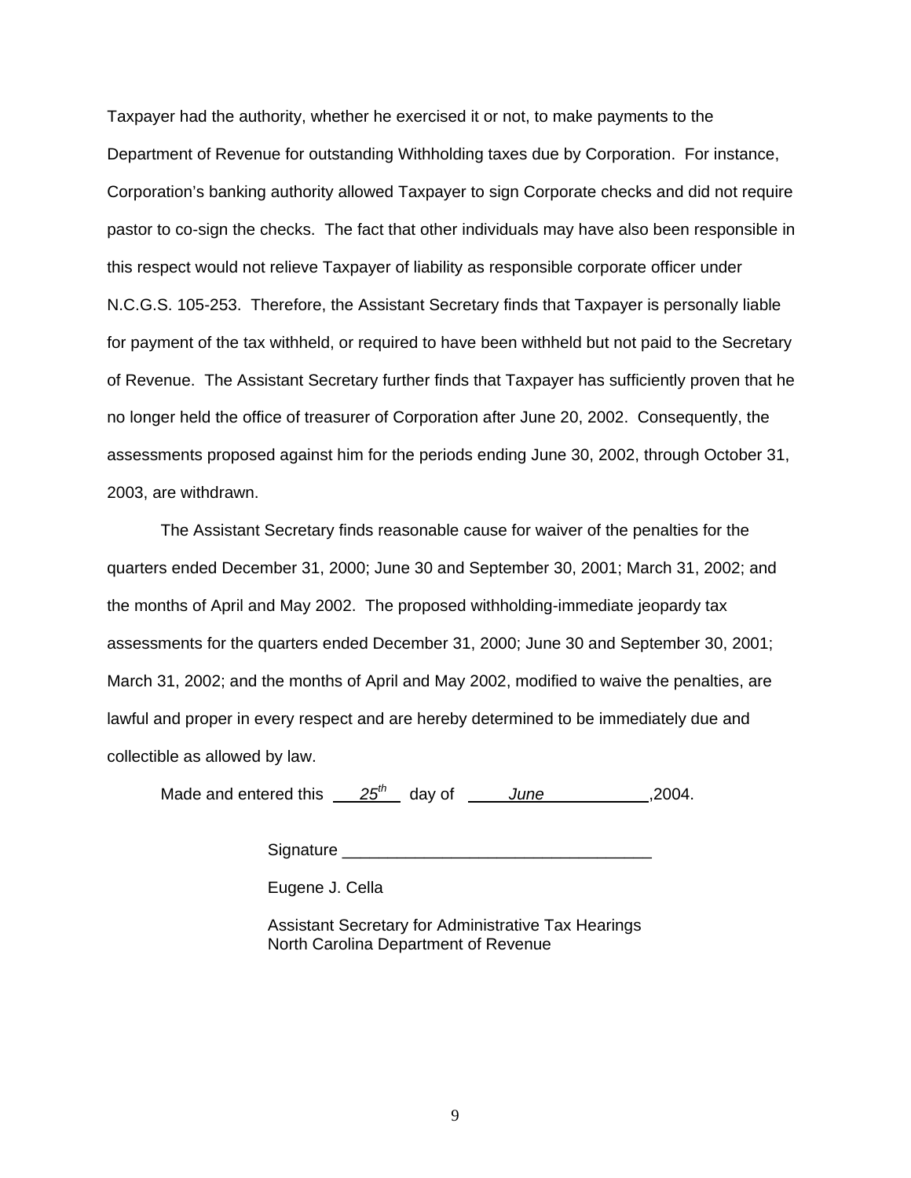Taxpayer had the authority, whether he exercised it or not, to make payments to the Department of Revenue for outstanding Withholding taxes due by Corporation. For instance, Corporation's banking authority allowed Taxpayer to sign Corporate checks and did not require pastor to co-sign the checks. The fact that other individuals may have also been responsible in this respect would not relieve Taxpayer of liability as responsible corporate officer under N.C.G.S. 105-253. Therefore, the Assistant Secretary finds that Taxpayer is personally liable for payment of the tax withheld, or required to have been withheld but not paid to the Secretary of Revenue. The Assistant Secretary further finds that Taxpayer has sufficiently proven that he no longer held the office of treasurer of Corporation after June 20, 2002. Consequently, the assessments proposed against him for the periods ending June 30, 2002, through October 31, 2003, are withdrawn.

The Assistant Secretary finds reasonable cause for waiver of the penalties for the quarters ended December 31, 2000; June 30 and September 30, 2001; March 31, 2002; and the months of April and May 2002. The proposed withholding-immediate jeopardy tax assessments for the quarters ended December 31, 2000; June 30 and September 30, 2001; March 31, 2002; and the months of April and May 2002, modified to waive the penalties, are lawful and proper in every respect and are hereby determined to be immediately due and collectible as allowed by law.

Made and entered this *25th* day of *June* ,2004.

Signature ________________________________

Eugene J. Cella

Assistant Secretary for Administrative Tax Hearings
North Carolina Department of Revenue